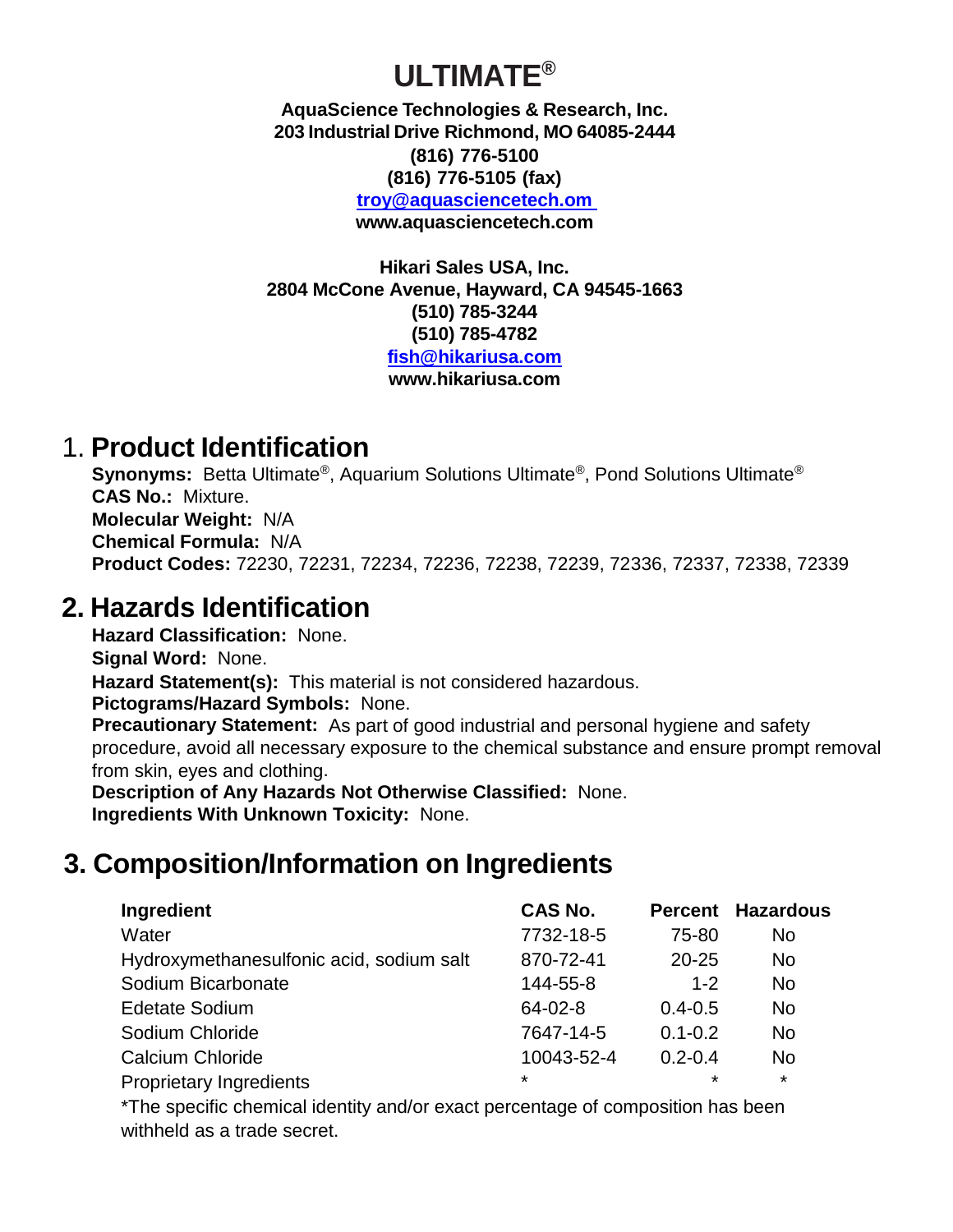# ULTIMATE®

**AquaScience Technologies & Research, Inc.**
**203 Industrial Drive Richmond, MO 64085-2444**
**(816) 776-5100**
**(816) 776-5105 (fax)**
**troy@aquasciencetech.om**
**www.aquasciencetech.com**

**Hikari Sales USA, Inc.**
**2804 McCone Avenue, Hayward, CA 94545-1663**
**(510) 785-3244**
**(510) 785-4782**
**fish@hikariusa.com**
**www.hikariusa.com**

## 1. Product Identification

**Synonyms:** Betta Ultimate®, Aquarium Solutions Ultimate®, Pond Solutions Ultimate®
**CAS No.:** Mixture.
**Molecular Weight:** N/A
**Chemical Formula:** N/A
**Product Codes:** 72230, 72231, 72234, 72236, 72238, 72239, 72336, 72337, 72338, 72339

## 2. Hazards Identification

**Hazard Classification:** None.
**Signal Word:** None.
**Hazard Statement(s):** This material is not considered hazardous.
**Pictograms/Hazard Symbols:** None.
**Precautionary Statement:** As part of good industrial and personal hygiene and safety procedure, avoid all necessary exposure to the chemical substance and ensure prompt removal from skin, eyes and clothing.
**Description of Any Hazards Not Otherwise Classified:** None.
**Ingredients With Unknown Toxicity:** None.

## 3. Composition/Information on Ingredients

| Ingredient | CAS No. | Percent | Hazardous |
|---|---|---|---|
| Water | 7732-18-5 | 75-80 | No |
| Hydroxymethanesulfonic acid, sodium salt | 870-72-41 | 20-25 | No |
| Sodium Bicarbonate | 144-55-8 | 1-2 | No |
| Edetate Sodium | 64-02-8 | 0.4-0.5 | No |
| Sodium Chloride | 7647-14-5 | 0.1-0.2 | No |
| Calcium Chloride | 10043-52-4 | 0.2-0.4 | No |
| Proprietary Ingredients | * | * | * |

*The specific chemical identity and/or exact percentage of composition has been withheld as a trade secret.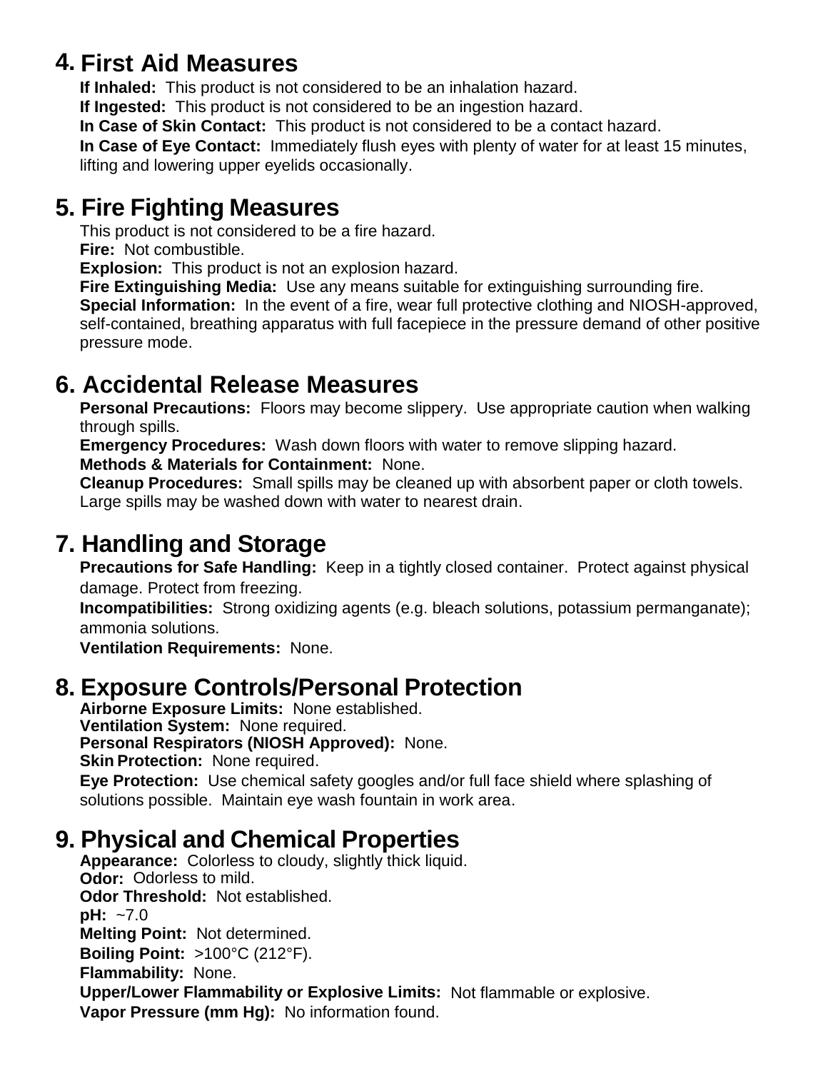## 4. First Aid Measures

**If Inhaled:** This product is not considered to be an inhalation hazard.
**If Ingested:** This product is not considered to be an ingestion hazard.
**In Case of Skin Contact:** This product is not considered to be a contact hazard.
**In Case of Eye Contact:** Immediately flush eyes with plenty of water for at least 15 minutes, lifting and lowering upper eyelids occasionally.

## 5. Fire Fighting Measures

This product is not considered to be a fire hazard.
**Fire:** Not combustible.
**Explosion:** This product is not an explosion hazard.
**Fire Extinguishing Media:** Use any means suitable for extinguishing surrounding fire.
**Special Information:** In the event of a fire, wear full protective clothing and NIOSH-approved, self-contained, breathing apparatus with full facepiece in the pressure demand of other positive pressure mode.

## 6. Accidental Release Measures

**Personal Precautions:** Floors may become slippery. Use appropriate caution when walking through spills.
**Emergency Procedures:** Wash down floors with water to remove slipping hazard.
**Methods & Materials for Containment:** None.
**Cleanup Procedures:** Small spills may be cleaned up with absorbent paper or cloth towels. Large spills may be washed down with water to nearest drain.

## 7. Handling and Storage

**Precautions for Safe Handling:** Keep in a tightly closed container. Protect against physical damage. Protect from freezing.
**Incompatibilities:** Strong oxidizing agents (e.g. bleach solutions, potassium permanganate); ammonia solutions.
**Ventilation Requirements:** None.

## 8. Exposure Controls/Personal Protection

**Airborne Exposure Limits:** None established.
**Ventilation System:** None required.
**Personal Respirators (NIOSH Approved):** None.
**Skin Protection:** None required.
**Eye Protection:** Use chemical safety googles and/or full face shield where splashing of solutions possible. Maintain eye wash fountain in work area.

## 9. Physical and Chemical Properties

**Appearance:** Colorless to cloudy, slightly thick liquid.
**Odor:** Odorless to mild.
**Odor Threshold:** Not established.
**pH:** ~7.0
**Melting Point:** Not determined.
**Boiling Point:** >100°C (212°F).
**Flammability:** None.
**Upper/Lower Flammability or Explosive Limits:** Not flammable or explosive.
**Vapor Pressure (mm Hg):** No information found.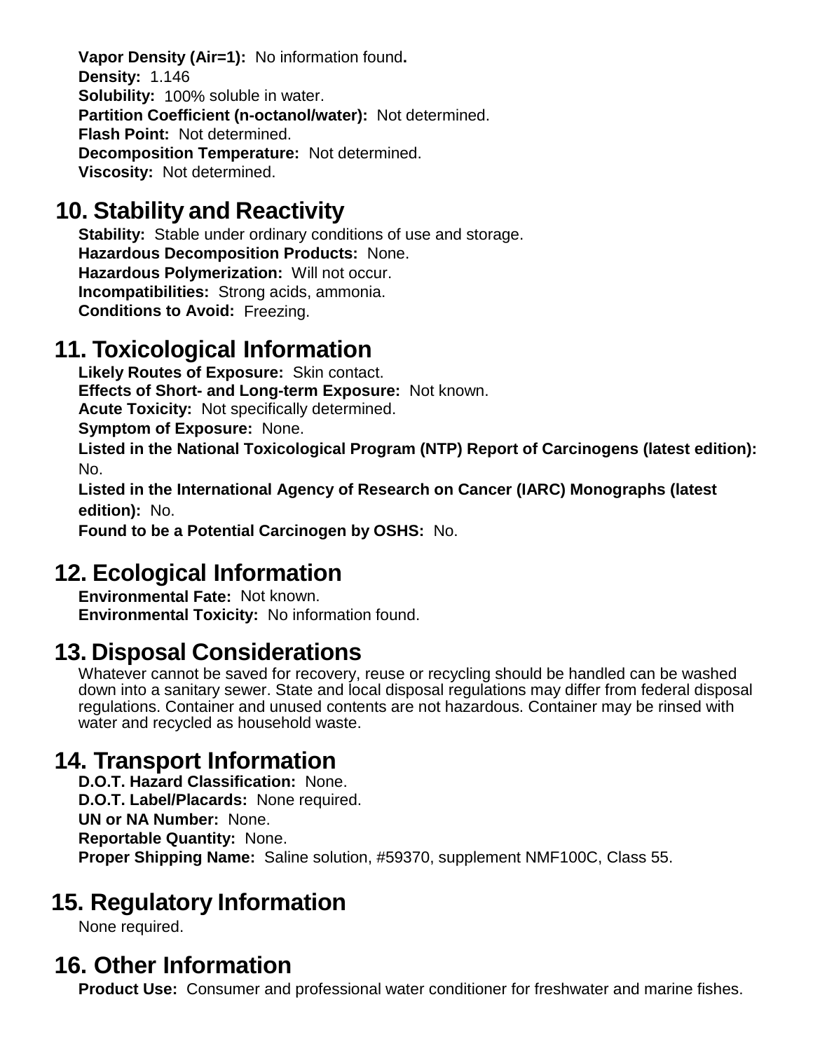**Vapor Density (Air=1):** No information found.
**Density:** 1.146
**Solubility:** 100% soluble in water.
**Partition Coefficient (n-octanol/water):** Not determined.
**Flash Point:** Not determined.
**Decomposition Temperature:** Not determined.
**Viscosity:** Not determined.

## 10. Stability and Reactivity

**Stability:** Stable under ordinary conditions of use and storage.
**Hazardous Decomposition Products:** None.
**Hazardous Polymerization:** Will not occur.
**Incompatibilities:** Strong acids, ammonia.
**Conditions to Avoid:** Freezing.

## 11. Toxicological Information

**Likely Routes of Exposure:** Skin contact.
**Effects of Short- and Long-term Exposure:** Not known.
**Acute Toxicity:** Not specifically determined.
**Symptom of Exposure:** None.
**Listed in the National Toxicological Program (NTP) Report of Carcinogens (latest edition):** No.
**Listed in the International Agency of Research on Cancer (IARC) Monographs (latest edition):** No.
**Found to be a Potential Carcinogen by OSHS:** No.

## 12. Ecological Information

**Environmental Fate:** Not known.
**Environmental Toxicity:** No information found.

## 13. Disposal Considerations

Whatever cannot be saved for recovery, reuse or recycling should be handled can be washed down into a sanitary sewer. State and local disposal regulations may differ from federal disposal regulations. Container and unused contents are not hazardous. Container may be rinsed with water and recycled as household waste.

## 14. Transport Information

**D.O.T. Hazard Classification:** None.
**D.O.T. Label/Placards:** None required.
**UN or NA Number:** None.
**Reportable Quantity:** None.
**Proper Shipping Name:** Saline solution, #59370, supplement NMF100C, Class 55.

## 15. Regulatory Information

None required.

## 16. Other Information

**Product Use:** Consumer and professional water conditioner for freshwater and marine fishes.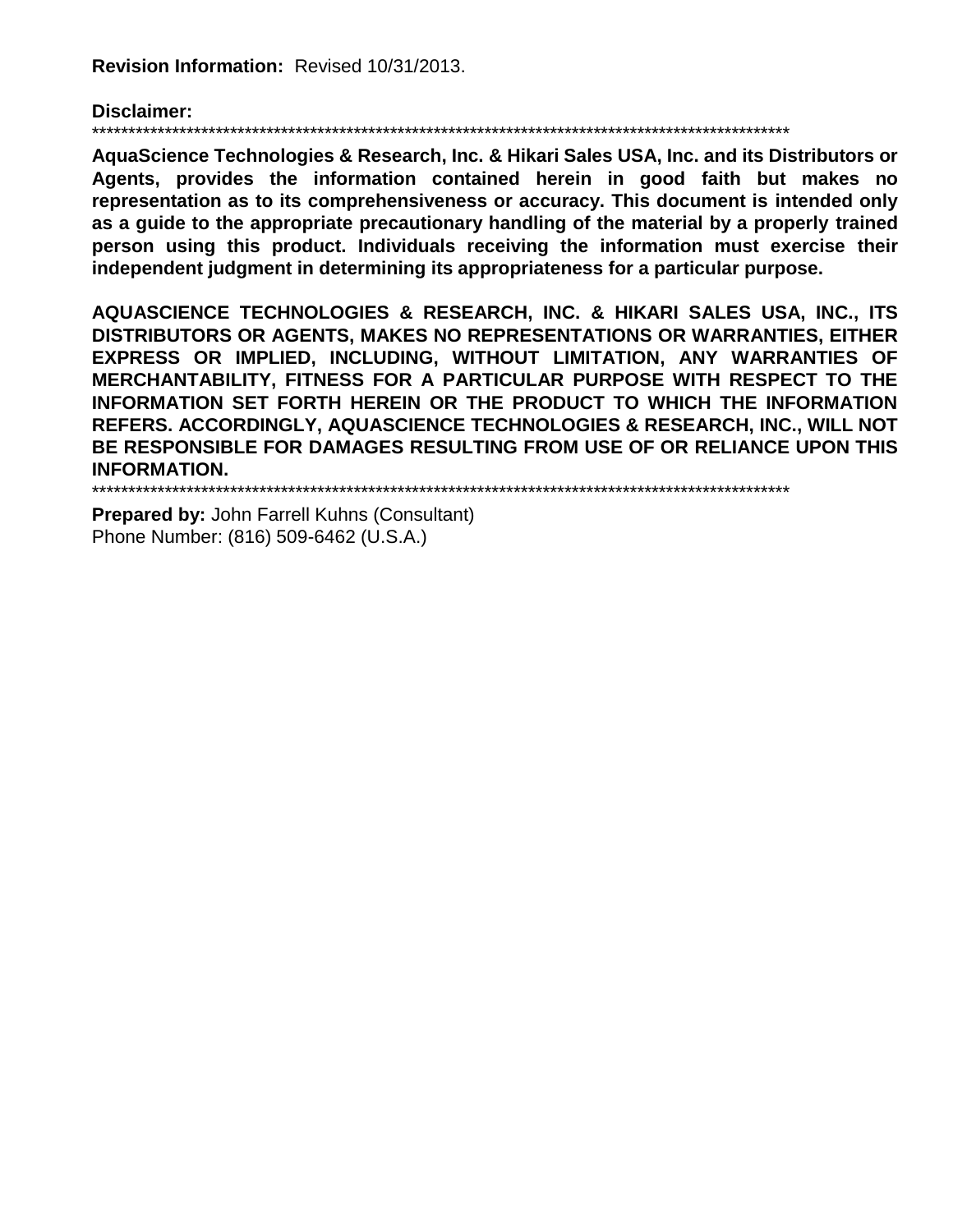**Revision Information:** Revised 10/31/2013.

**Disclaimer:**

****************************************************************************************************

**AquaScience Technologies & Research, Inc. & Hikari Sales USA, Inc. and its Distributors or Agents, provides the information contained herein in good faith but makes no representation as to its comprehensiveness or accuracy. This document is intended only as a guide to the appropriate precautionary handling of the material by a properly trained person using this product. Individuals receiving the information must exercise their independent judgment in determining its appropriateness for a particular purpose.**

**AQUASCIENCE TECHNOLOGIES & RESEARCH, INC. & HIKARI SALES USA, INC., ITS DISTRIBUTORS OR AGENTS, MAKES NO REPRESENTATIONS OR WARRANTIES, EITHER EXPRESS OR IMPLIED, INCLUDING, WITHOUT LIMITATION, ANY WARRANTIES OF MERCHANTABILITY, FITNESS FOR A PARTICULAR PURPOSE WITH RESPECT TO THE INFORMATION SET FORTH HEREIN OR THE PRODUCT TO WHICH THE INFORMATION REFERS. ACCORDINGLY, AQUASCIENCE TECHNOLOGIES & RESEARCH, INC., WILL NOT BE RESPONSIBLE FOR DAMAGES RESULTING FROM USE OF OR RELIANCE UPON THIS INFORMATION.**

****************************************************************************************************

**Prepared by:** John Farrell Kuhns (Consultant)
Phone Number: (816) 509-6462 (U.S.A.)